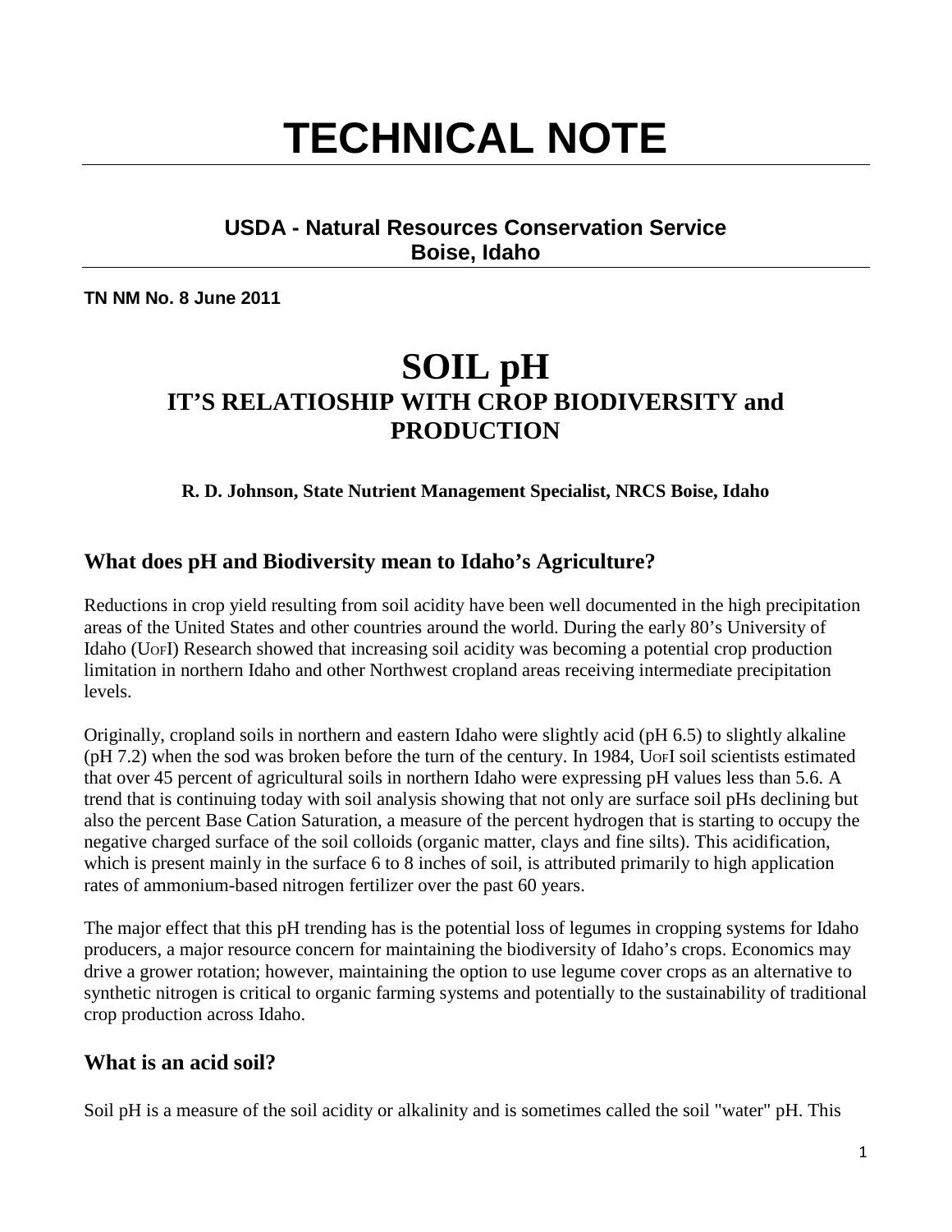# TECHNICAL NOTE

**USDA - Natural Resources Conservation Service**
**Boise, Idaho**

**TN NM No. 8 June 2011**

# SOIL pH
## IT'S RELATIOSHIP WITH CROP BIODIVERSITY and PRODUCTION

**R. D. Johnson, State Nutrient Management Specialist, NRCS Boise, Idaho**

## What does pH and Biodiversity mean to Idaho's Agriculture?

Reductions in crop yield resulting from soil acidity have been well documented in the high precipitation areas of the United States and other countries around the world. During the early 80's University of Idaho (UofI) Research showed that increasing soil acidity was becoming a potential crop production limitation in northern Idaho and other Northwest cropland areas receiving intermediate precipitation levels.

Originally, cropland soils in northern and eastern Idaho were slightly acid (pH 6.5) to slightly alkaline (pH 7.2) when the sod was broken before the turn of the century. In 1984, UofI soil scientists estimated that over 45 percent of agricultural soils in northern Idaho were expressing pH values less than 5.6. A trend that is continuing today with soil analysis showing that not only are surface soil pHs declining but also the percent Base Cation Saturation, a measure of the percent hydrogen that is starting to occupy the negative charged surface of the soil colloids (organic matter, clays and fine silts). This acidification, which is present mainly in the surface 6 to 8 inches of soil, is attributed primarily to high application rates of ammonium-based nitrogen fertilizer over the past 60 years.

The major effect that this pH trending has is the potential loss of legumes in cropping systems for Idaho producers, a major resource concern for maintaining the biodiversity of Idaho's crops. Economics may drive a grower rotation; however, maintaining the option to use legume cover crops as an alternative to synthetic nitrogen is critical to organic farming systems and potentially to the sustainability of traditional crop production across Idaho.

## What is an acid soil?

Soil pH is a measure of the soil acidity or alkalinity and is sometimes called the soil "water" pH. This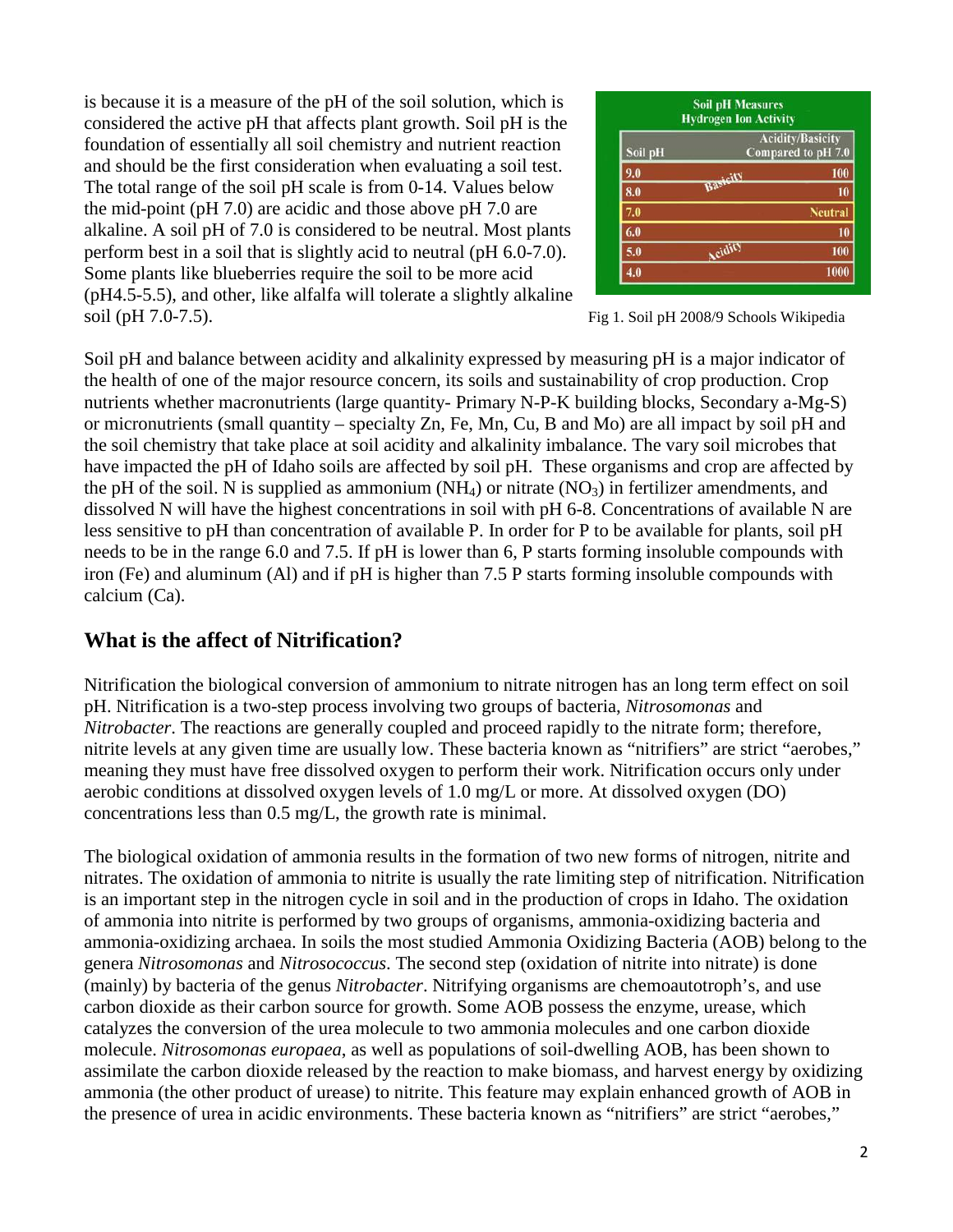is because it is a measure of the pH of the soil solution, which is considered the active pH that affects plant growth. Soil pH is the foundation of essentially all soil chemistry and nutrient reaction and should be the first consideration when evaluating a soil test. The total range of the soil pH scale is from 0-14. Values below the mid-point (pH 7.0) are acidic and those above pH 7.0 are alkaline. A soil pH of 7.0 is considered to be neutral. Most plants perform best in a soil that is slightly acid to neutral (pH 6.0-7.0). Some plants like blueberries require the soil to be more acid (pH4.5-5.5), and other, like alfalfa will tolerate a slightly alkaline soil (pH 7.0-7.5).

**Soil pH Measures Hydrogen Ion Activity**

| Soil pH | | Acidity/Basicity Compared to pH 7.0 |
|---|---|---|
| 9.0 | Basicity | 100 |
| 8.0 | | 10 |
| 7.0 | | Neutral |
| 6.0 | | 10 |
| 5.0 | Acidity | 100 |
| 4.0 | | 1000 |

Fig 1. Soil pH 2008/9 Schools Wikipedia

Soil pH and balance between acidity and alkalinity expressed by measuring pH is a major indicator of the health of one of the major resource concern, its soils and sustainability of crop production. Crop nutrients whether macronutrients (large quantity- Primary N-P-K building blocks, Secondary a-Mg-S) or micronutrients (small quantity – specialty Zn, Fe, Mn, Cu, B and Mo) are all impact by soil pH and the soil chemistry that take place at soil acidity and alkalinity imbalance. The vary soil microbes that have impacted the pH of Idaho soils are affected by soil pH. These organisms and crop are affected by the pH of the soil. N is supplied as ammonium ($NH_4$) or nitrate ($NO_3$) in fertilizer amendments, and dissolved N will have the highest concentrations in soil with pH 6-8. Concentrations of available N are less sensitive to pH than concentration of available P. In order for P to be available for plants, soil pH needs to be in the range 6.0 and 7.5. If pH is lower than 6, P starts forming insoluble compounds with iron (Fe) and aluminum (Al) and if pH is higher than 7.5 P starts forming insoluble compounds with calcium (Ca).

## What is the affect of Nitrification?

Nitrification the biological conversion of ammonium to nitrate nitrogen has an long term effect on soil pH. Nitrification is a two-step process involving two groups of bacteria, *Nitrosomonas* and *Nitrobacter*. The reactions are generally coupled and proceed rapidly to the nitrate form; therefore, nitrite levels at any given time are usually low. These bacteria known as "nitrifiers" are strict "aerobes," meaning they must have free dissolved oxygen to perform their work. Nitrification occurs only under aerobic conditions at dissolved oxygen levels of 1.0 mg/L or more. At dissolved oxygen (DO) concentrations less than 0.5 mg/L, the growth rate is minimal.

The biological oxidation of ammonia results in the formation of two new forms of nitrogen, nitrite and nitrates. The oxidation of ammonia to nitrite is usually the rate limiting step of nitrification. Nitrification is an important step in the nitrogen cycle in soil and in the production of crops in Idaho. The oxidation of ammonia into nitrite is performed by two groups of organisms, ammonia-oxidizing bacteria and ammonia-oxidizing archaea. In soils the most studied Ammonia Oxidizing Bacteria (AOB) belong to the genera *Nitrosomonas* and *Nitrosococcus*. The second step (oxidation of nitrite into nitrate) is done (mainly) by bacteria of the genus *Nitrobacter*. Nitrifying organisms are chemoautotroph's, and use carbon dioxide as their carbon source for growth. Some AOB possess the enzyme, urease, which catalyzes the conversion of the urea molecule to two ammonia molecules and one carbon dioxide molecule. *Nitrosomonas europaea*, as well as populations of soil-dwelling AOB, has been shown to assimilate the carbon dioxide released by the reaction to make biomass, and harvest energy by oxidizing ammonia (the other product of urease) to nitrite. This feature may explain enhanced growth of AOB in the presence of urea in acidic environments. These bacteria known as "nitrifiers" are strict "aerobes,"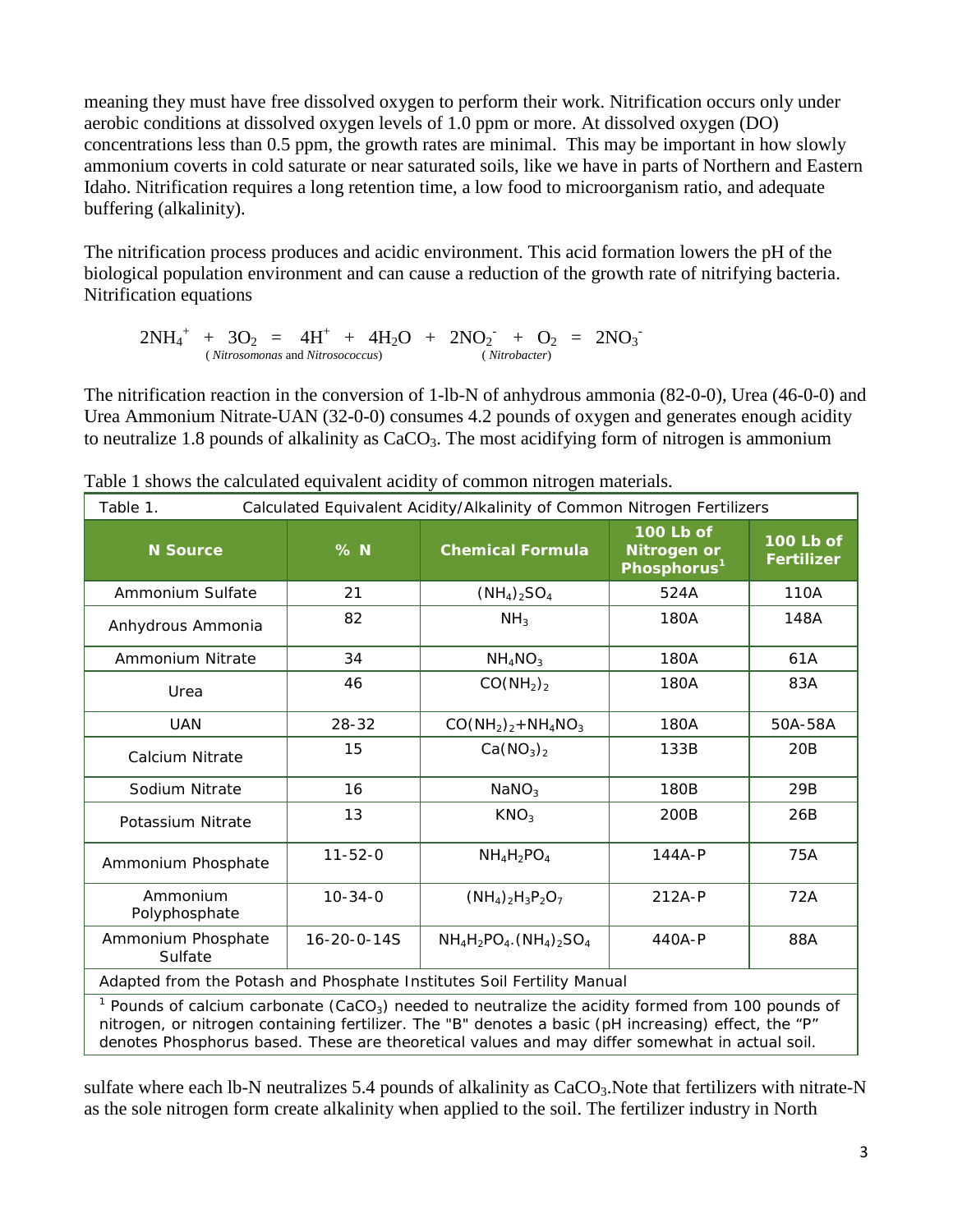meaning they must have free dissolved oxygen to perform their work. Nitrification occurs only under aerobic conditions at dissolved oxygen levels of 1.0 ppm or more. At dissolved oxygen (DO) concentrations less than 0.5 ppm, the growth rates are minimal. This may be important in how slowly ammonium coverts in cold saturate or near saturated soils, like we have in parts of Northern and Eastern Idaho. Nitrification requires a long retention time, a low food to microorganism ratio, and adequate buffering (alkalinity).

The nitrification process produces and acidic environment. This acid formation lowers the pH of the biological population environment and can cause a reduction of the growth rate of nitrifying bacteria. Nitrification equations

$$2NH_4^+ + 3O_2 \underset{(\textit{Nitrosomonas} \text{ and } \textit{Nitrosococcus})}{=} 4H^+ + 4H_2O + 2NO_2^- + O_2 \underset{(\textit{Nitrobacter})}{=} 2NO_3^-$$

The nitrification reaction in the conversion of 1-lb-N of anhydrous ammonia (82-0-0), Urea (46-0-0) and Urea Ammonium Nitrate-UAN (32-0-0) consumes 4.2 pounds of oxygen and generates enough acidity to neutralize 1.8 pounds of alkalinity as $CaCO_3$. The most acidifying form of nitrogen is ammonium sulfate where each lb-N neutralizes 5.4 pounds of alkalinity as $CaCO_3$.Note that fertilizers with nitrate-N as the sole nitrogen form create alkalinity when applied to the soil. The fertilizer industry in North

Table 1 shows the calculated equivalent acidity of common nitrogen materials.

Table 1. Calculated Equivalent Acidity/Alkalinity of Common Nitrogen Fertilizers

| N Source | % N | Chemical Formula | 100 Lb of Nitrogen or Phosphorus[1] | 100 Lb of Fertilizer |
|---|---|---|---|---|
| Ammonium Sulfate | 21 | $(NH_4)_2SO_4$ | 524A | 110A |
| Anhydrous Ammonia | 82 | $NH_3$ | 180A | 148A |
| Ammonium Nitrate | 34 | $NH_4NO_3$ | 180A | 61A |
| Urea | 46 | $CO(NH_2)_2$ | 180A | 83A |
| UAN | 28-32 | $CO(NH_2)_2+NH_4NO_3$ | 180A | 50A-58A |
| Calcium Nitrate | 15 | $Ca(NO_3)_2$ | 133B | 20B |
| Sodium Nitrate | 16 | $NaNO_3$ | 180B | 29B |
| Potassium Nitrate | 13 | $KNO_3$ | 200B | 26B |
| Ammonium Phosphate | 11-52-0 | $NH_4H_2PO_4$ | 144A-P | 75A |
| Ammonium Polyphosphate | 10-34-0 | $(NH_4)_2H_3P_2O_7$ | 212A-P | 72A |
| Ammonium Phosphate Sulfate | 16-20-0-14S | $NH_4H_2PO_4.(NH_4)_2SO_4$ | 440A-P | 88A |

Adapted from the Potash and Phosphate Institutes Soil Fertility Manual

[1] Pounds of calcium carbonate ($CaCO_3$) needed to neutralize the acidity formed from 100 pounds of nitrogen, or nitrogen containing fertilizer. The "B" denotes a basic (pH increasing) effect, the "P" denotes Phosphorus based. These are theoretical values and may differ somewhat in actual soil.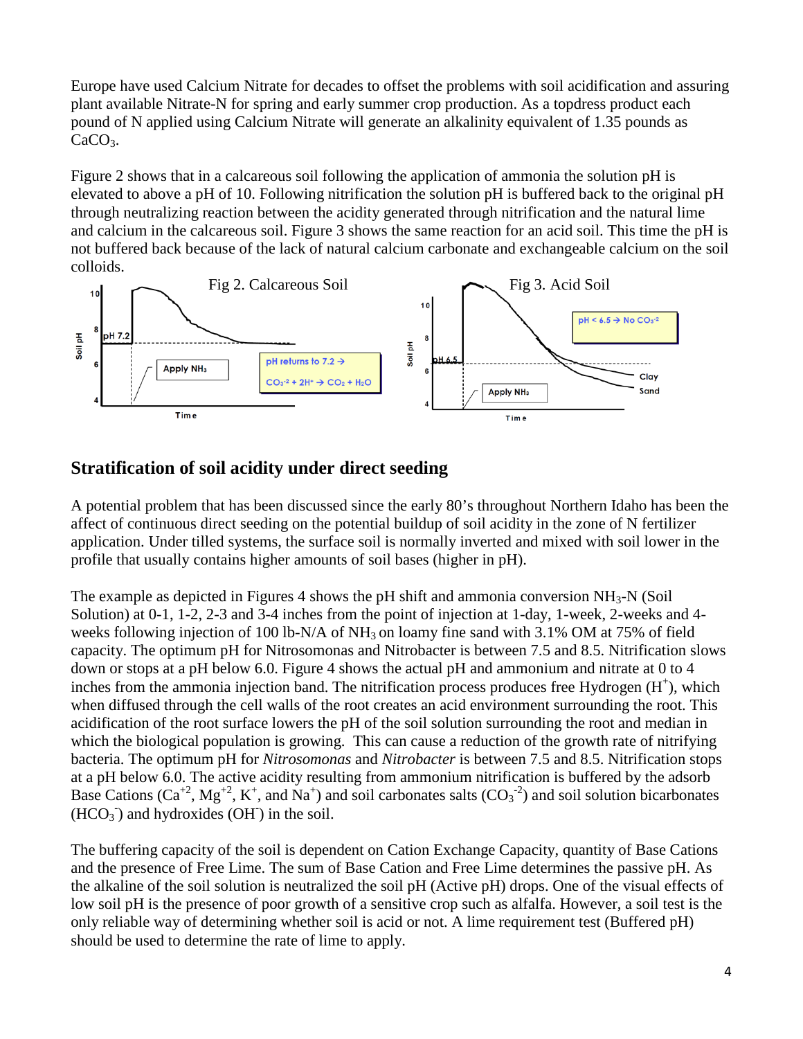Europe have used Calcium Nitrate for decades to offset the problems with soil acidification and assuring plant available Nitrate-N for spring and early summer crop production. As a topdress product each pound of N applied using Calcium Nitrate will generate an alkalinity equivalent of 1.35 pounds as $CaCO_3$.

Figure 2 shows that in a calcareous soil following the application of ammonia the solution pH is elevated to above a pH of 10. Following nitrification the solution pH is buffered back to the original pH through neutralizing reaction between the acidity generated through nitrification and the natural lime and calcium in the calcareous soil. Figure 3 shows the same reaction for an acid soil. This time the pH is not buffered back because of the lack of natural calcium carbonate and exchangeable calcium on the soil colloids.

Fig 2. Calcareous Soil

Fig 3. Acid Soil

## Stratification of soil acidity under direct seeding

A potential problem that has been discussed since the early 80's throughout Northern Idaho has been the affect of continuous direct seeding on the potential buildup of soil acidity in the zone of N fertilizer application. Under tilled systems, the surface soil is normally inverted and mixed with soil lower in the profile that usually contains higher amounts of soil bases (higher in pH).

The example as depicted in Figures 4 shows the pH shift and ammonia conversion $NH_3$-N (Soil Solution) at 0-1, 1-2, 2-3 and 3-4 inches from the point of injection at 1-day, 1-week, 2-weeks and 4-weeks following injection of 100 lb-N/A of $NH_3$ on loamy fine sand with 3.1% OM at 75% of field capacity. The optimum pH for Nitrosomonas and Nitrobacter is between 7.5 and 8.5. Nitrification slows down or stops at a pH below 6.0. Figure 4 shows the actual pH and ammonium and nitrate at 0 to 4 inches from the ammonia injection band. The nitrification process produces free Hydrogen ($H^+$), which when diffused through the cell walls of the root creates an acid environment surrounding the root. This acidification of the root surface lowers the pH of the soil solution surrounding the root and median in which the biological population is growing. This can cause a reduction of the growth rate of nitrifying bacteria. The optimum pH for *Nitrosomonas* and *Nitrobacter* is between 7.5 and 8.5. Nitrification stops at a pH below 6.0. The active acidity resulting from ammonium nitrification is buffered by the adsorb Base Cations ($Ca^{+2}$, $Mg^{+2}$, $K^+$, and $Na^+$) and soil carbonates salts ($CO_3^{-2}$) and soil solution bicarbonates ($HCO_3^-$) and hydroxides ($OH^-$) in the soil.

The buffering capacity of the soil is dependent on Cation Exchange Capacity, quantity of Base Cations and the presence of Free Lime. The sum of Base Cation and Free Lime determines the passive pH. As the alkaline of the soil solution is neutralized the soil pH (Active pH) drops. One of the visual effects of low soil pH is the presence of poor growth of a sensitive crop such as alfalfa. However, a soil test is the only reliable way of determining whether soil is acid or not. A lime requirement test (Buffered pH) should be used to determine the rate of lime to apply.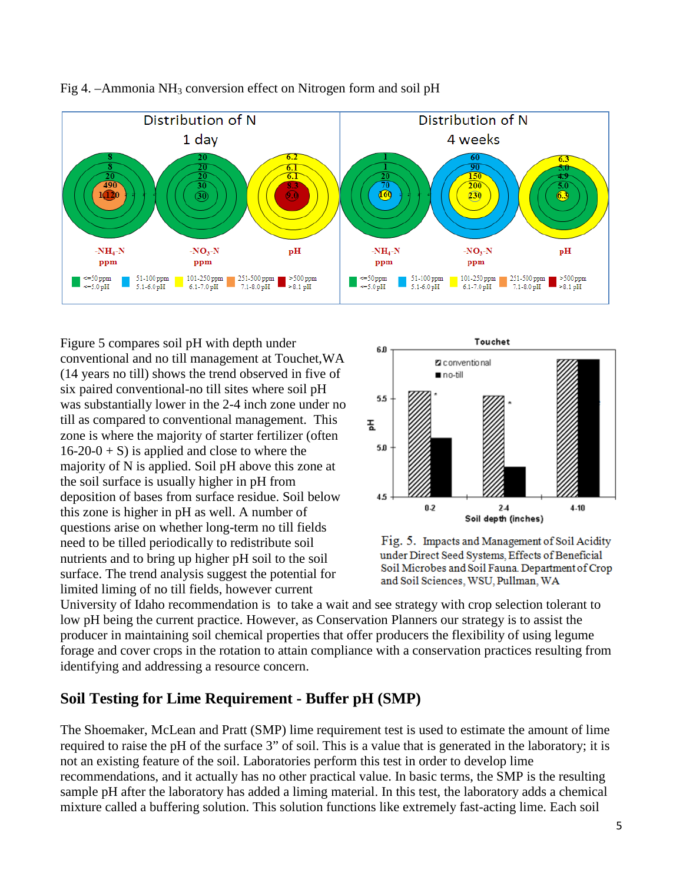Fig 4. –Ammonia $NH_3$ conversion effect on Nitrogen form and soil pH

Figure 5 compares soil pH with depth under conventional and no till management at Touchet,WA (14 years no till) shows the trend observed in five of six paired conventional-no till sites where soil pH was substantially lower in the 2-4 inch zone under no till as compared to conventional management. This zone is where the majority of starter fertilizer (often 16-20-0 + S) is applied and close to where the majority of N is applied. Soil pH above this zone at the soil surface is usually higher in pH from deposition of bases from surface residue. Soil below this zone is higher in pH as well. A number of questions arise on whether long-term no till fields need to be tilled periodically to redistribute soil nutrients and to bring up higher pH soil to the soil surface. The trend analysis suggest the potential for limited liming of no till fields, however current University of Idaho recommendation is to take a wait and see strategy with crop selection tolerant to low pH being the current practice. However, as Conservation Planners our strategy is to assist the producer in maintaining soil chemical properties that offer producers the flexibility of using legume forage and cover crops in the rotation to attain compliance with a conservation practices resulting from identifying and addressing a resource concern.

Fig. 5. Impacts and Management of Soil Acidity under Direct Seed Systems, Effects of Beneficial Soil Microbes and Soil Fauna. Department of Crop and Soil Sciences, WSU, Pullman, WA

## Soil Testing for Lime Requirement - Buffer pH (SMP)

The Shoemaker, McLean and Pratt (SMP) lime requirement test is used to estimate the amount of lime required to raise the pH of the surface 3" of soil. This is a value that is generated in the laboratory; it is not an existing feature of the soil. Laboratories perform this test in order to develop lime recommendations, and it actually has no other practical value. In basic terms, the SMP is the resulting sample pH after the laboratory has added a liming material. In this test, the laboratory adds a chemical mixture called a buffering solution. This solution functions like extremely fast-acting lime. Each soil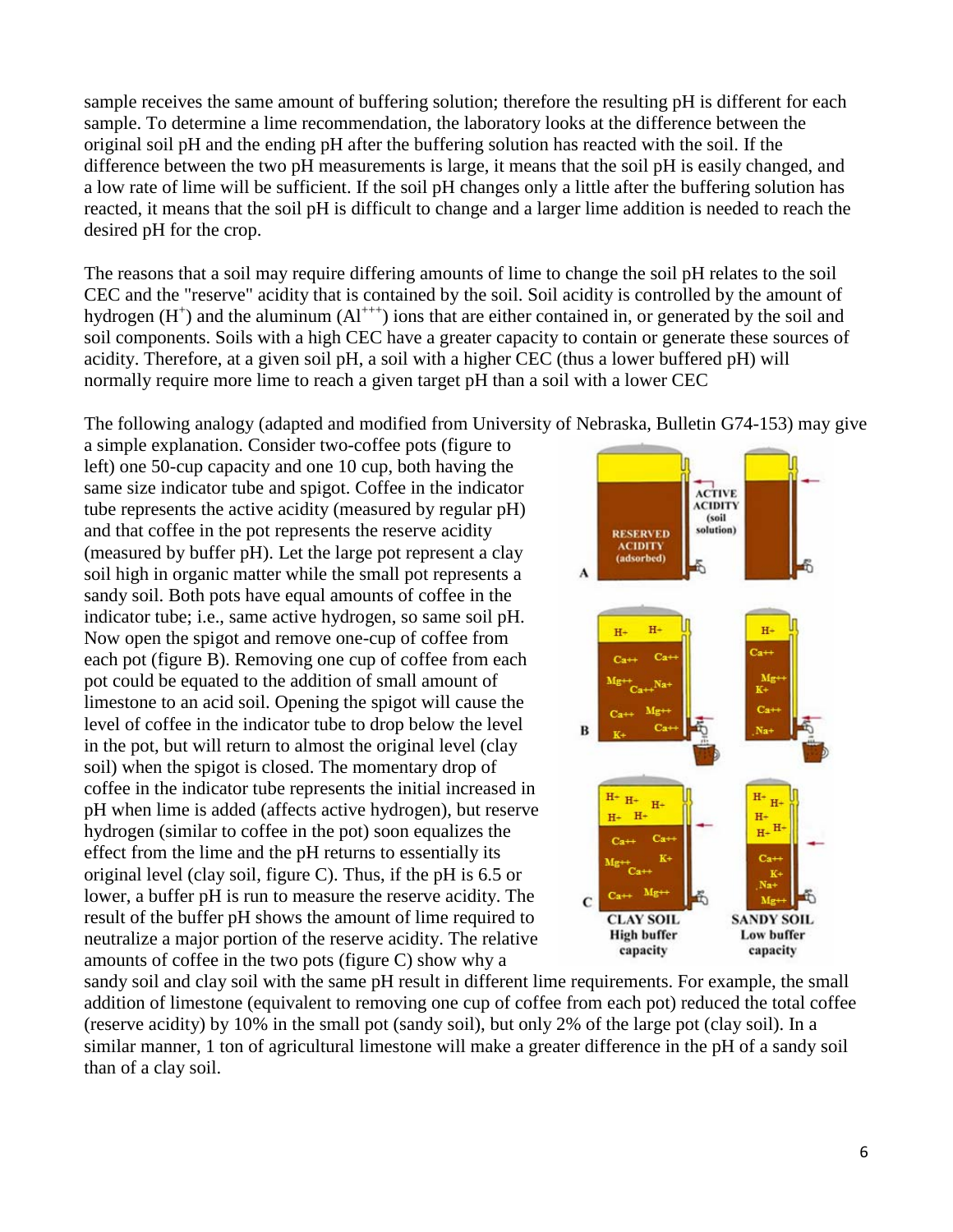sample receives the same amount of buffering solution; therefore the resulting pH is different for each sample. To determine a lime recommendation, the laboratory looks at the difference between the original soil pH and the ending pH after the buffering solution has reacted with the soil. If the difference between the two pH measurements is large, it means that the soil pH is easily changed, and a low rate of lime will be sufficient. If the soil pH changes only a little after the buffering solution has reacted, it means that the soil pH is difficult to change and a larger lime addition is needed to reach the desired pH for the crop.

The reasons that a soil may require differing amounts of lime to change the soil pH relates to the soil CEC and the "reserve" acidity that is contained by the soil. Soil acidity is controlled by the amount of hydrogen ($H^{+}$) and the aluminum ($Al^{+++}$) ions that are either contained in, or generated by the soil and soil components. Soils with a high CEC have a greater capacity to contain or generate these sources of acidity. Therefore, at a given soil pH, a soil with a higher CEC (thus a lower buffered pH) will normally require more lime to reach a given target pH than a soil with a lower CEC

The following analogy (adapted and modified from University of Nebraska, Bulletin G74-153) may give a simple explanation. Consider two-coffee pots (figure to left) one 50-cup capacity and one 10 cup, both having the same size indicator tube and spigot. Coffee in the indicator tube represents the active acidity (measured by regular pH) and that coffee in the pot represents the reserve acidity (measured by buffer pH). Let the large pot represent a clay soil high in organic matter while the small pot represents a sandy soil. Both pots have equal amounts of coffee in the indicator tube; i.e., same active hydrogen, so same soil pH. Now open the spigot and remove one-cup of coffee from each pot (figure B). Removing one cup of coffee from each pot could be equated to the addition of small amount of limestone to an acid soil. Opening the spigot will cause the level of coffee in the indicator tube to drop below the level in the pot, but will return to almost the original level (clay soil) when the spigot is closed. The momentary drop of coffee in the indicator tube represents the initial increased in pH when lime is added (affects active hydrogen), but reserve hydrogen (similar to coffee in the pot) soon equalizes the effect from the lime and the pH returns to essentially its original level (clay soil, figure C). Thus, if the pH is 6.5 or lower, a buffer pH is run to measure the reserve acidity. The result of the buffer pH shows the amount of lime required to neutralize a major portion of the reserve acidity. The relative amounts of coffee in the two pots (figure C) show why a sandy soil and clay soil with the same pH result in different lime requirements. For example, the small addition of limestone (equivalent to removing one cup of coffee from each pot) reduced the total coffee (reserve acidity) by 10% in the small pot (sandy soil), but only 2% of the large pot (clay soil). In a similar manner, 1 ton of agricultural limestone will make a greater difference in the pH of a sandy soil than of a clay soil.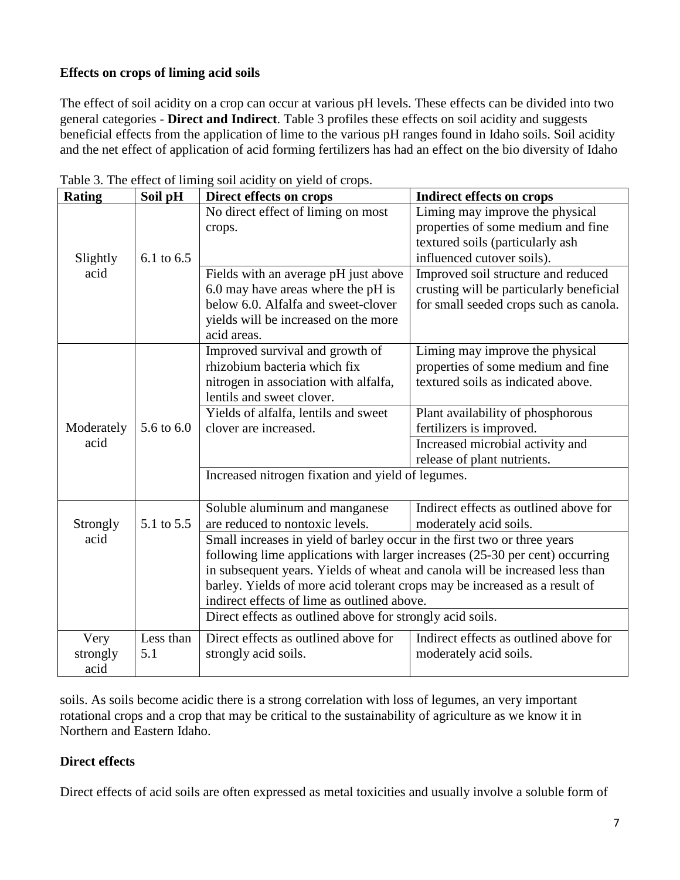**Effects on crops of liming acid soils**

The effect of soil acidity on a crop can occur at various pH levels. These effects can be divided into two general categories - **Direct and Indirect**. Table 3 profiles these effects on soil acidity and suggests beneficial effects from the application of lime to the various pH ranges found in Idaho soils. Soil acidity and the net effect of application of acid forming fertilizers has had an effect on the bio diversity of Idaho soils. As soils become acidic there is a strong correlation with loss of legumes, an very important rotational crops and a crop that may be critical to the sustainability of agriculture as we know it in Northern and Eastern Idaho.

Table 3. The effect of liming soil acidity on yield of crops.

| Rating | Soil pH | Direct effects on crops | Indirect effects on crops |
|---|---|---|---|
| Slightly acid | 6.1 to 6.5 | No direct effect of liming on most crops. | Liming may improve the physical properties of some medium and fine textured soils (particularly ash influenced cutover soils). |
| | | Fields with an average pH just above 6.0 may have areas where the pH is below 6.0. Alfalfa and sweet-clover yields will be increased on the more acid areas. | Improved soil structure and reduced crusting will be particularly beneficial for small seeded crops such as canola. |
| Moderately acid | 5.6 to 6.0 | Improved survival and growth of rhizobium bacteria which fix nitrogen in association with alfalfa, lentils and sweet clover. | Liming may improve the physical properties of some medium and fine textured soils as indicated above. |
| | | Yields of alfalfa, lentils and sweet clover are increased. | Plant availability of phosphorous fertilizers is improved. |
| | | | Increased microbial activity and release of plant nutrients. |
| | | Increased nitrogen fixation and yield of legumes. | |
| Strongly acid | 5.1 to 5.5 | Soluble aluminum and manganese are reduced to nontoxic levels. | Indirect effects as outlined above for moderately acid soils. |
| | | Small increases in yield of barley occur in the first two or three years following lime applications with larger increases (25-30 per cent) occurring in subsequent years. Yields of wheat and canola will be increased less than barley. Yields of more acid tolerant crops may be increased as a result of indirect effects of lime as outlined above. | |
| | | Direct effects as outlined above for strongly acid soils. | |
| Very strongly acid | Less than 5.1 | Direct effects as outlined above for strongly acid soils. | Indirect effects as outlined above for moderately acid soils. |

**Direct effects**

Direct effects of acid soils are often expressed as metal toxicities and usually involve a soluble form of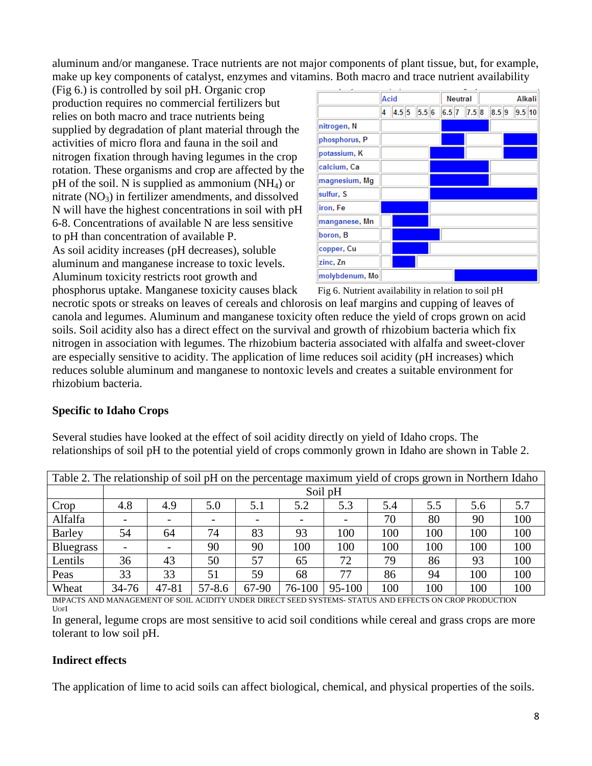aluminum and/or manganese. Trace nutrients are not major components of plant tissue, but, for example, make up key components of catalyst, enzymes and vitamins. Both macro and trace nutrient availability (Fig 6.) is controlled by soil pH. Organic crop production requires no commercial fertilizers but relies on both macro and trace nutrients being supplied by degradation of plant material through the activities of micro flora and fauna in the soil and nitrogen fixation through having legumes in the crop rotation. These organisms and crop are affected by the pH of the soil. N is supplied as ammonium ($NH_4$) or nitrate ($NO_3$) in fertilizer amendments, and dissolved N will have the highest concentrations in soil with pH 6-8. Concentrations of available N are less sensitive to pH than concentration of available P.

Fig 6. Nutrient availability in relation to soil pH

As soil acidity increases (pH decreases), soluble aluminum and manganese increase to toxic levels. Aluminum toxicity restricts root growth and phosphorus uptake. Manganese toxicity causes black necrotic spots or streaks on leaves of cereals and chlorosis on leaf margins and cupping of leaves of canola and legumes. Aluminum and manganese toxicity often reduce the yield of crops grown on acid soils. Soil acidity also has a direct effect on the survival and growth of rhizobium bacteria which fix nitrogen in association with legumes. The rhizobium bacteria associated with alfalfa and sweet-clover are especially sensitive to acidity. The application of lime reduces soil acidity (pH increases) which reduces soluble aluminum and manganese to nontoxic levels and creates a suitable environment for rhizobium bacteria.

**Specific to Idaho Crops**

Several studies have looked at the effect of soil acidity directly on yield of Idaho crops. The relationships of soil pH to the potential yield of crops commonly grown in Idaho are shown in Table 2.

Table 2. The relationship of soil pH on the percentage maximum yield of crops grown in Northern Idaho

| | Soil pH | | | | | | | | | |
|---|---|---|---|---|---|---|---|---|---|---|
| Crop | 4.8 | 4.9 | 5.0 | 5.1 | 5.2 | 5.3 | 5.4 | 5.5 | 5.6 | 5.7 |
| Alfalfa | - | - | - | - | - | - | 70 | 80 | 90 | 100 |
| Barley | 54 | 64 | 74 | 83 | 93 | 100 | 100 | 100 | 100 | 100 |
| Bluegrass | - | - | 90 | 90 | 100 | 100 | 100 | 100 | 100 | 100 |
| Lentils | 36 | 43 | 50 | 57 | 65 | 72 | 79 | 86 | 93 | 100 |
| Peas | 33 | 33 | 51 | 59 | 68 | 77 | 86 | 94 | 100 | 100 |
| Wheat | 34-76 | 47-81 | 57-8.6 | 67-90 | 76-100 | 95-100 | 100 | 100 | 100 | 100 |

IMPACTS AND MANAGEMENT OF SOIL ACIDITY UNDER DIRECT SEED SYSTEMS- STATUS AND EFFECTS ON CROP PRODUCTION UofI

In general, legume crops are most sensitive to acid soil conditions while cereal and grass crops are more tolerant to low soil pH.

**Indirect effects**

The application of lime to acid soils can affect biological, chemical, and physical properties of the soils.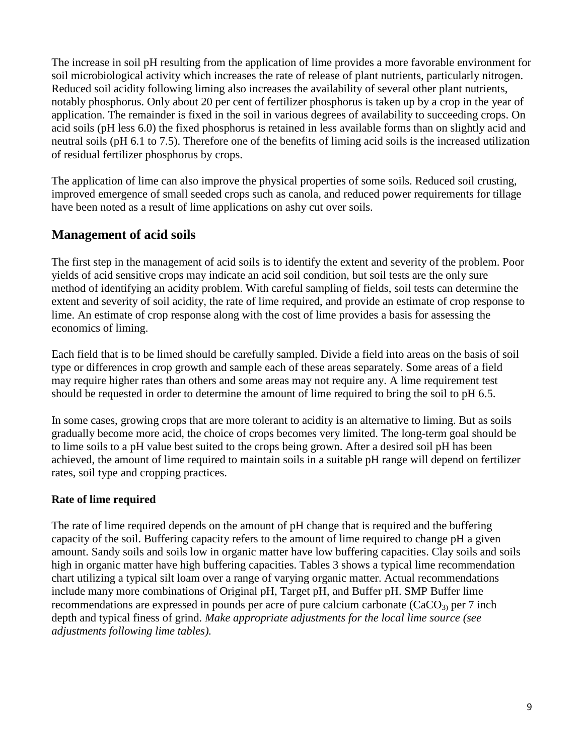The increase in soil pH resulting from the application of lime provides a more favorable environment for soil microbiological activity which increases the rate of release of plant nutrients, particularly nitrogen. Reduced soil acidity following liming also increases the availability of several other plant nutrients, notably phosphorus. Only about 20 per cent of fertilizer phosphorus is taken up by a crop in the year of application. The remainder is fixed in the soil in various degrees of availability to succeeding crops. On acid soils (pH less 6.0) the fixed phosphorus is retained in less available forms than on slightly acid and neutral soils (pH 6.1 to 7.5). Therefore one of the benefits of liming acid soils is the increased utilization of residual fertilizer phosphorus by crops.

The application of lime can also improve the physical properties of some soils. Reduced soil crusting, improved emergence of small seeded crops such as canola, and reduced power requirements for tillage have been noted as a result of lime applications on ashy cut over soils.

## Management of acid soils

The first step in the management of acid soils is to identify the extent and severity of the problem. Poor yields of acid sensitive crops may indicate an acid soil condition, but soil tests are the only sure method of identifying an acidity problem. With careful sampling of fields, soil tests can determine the extent and severity of soil acidity, the rate of lime required, and provide an estimate of crop response to lime. An estimate of crop response along with the cost of lime provides a basis for assessing the economics of liming.

Each field that is to be limed should be carefully sampled. Divide a field into areas on the basis of soil type or differences in crop growth and sample each of these areas separately. Some areas of a field may require higher rates than others and some areas may not require any. A lime requirement test should be requested in order to determine the amount of lime required to bring the soil to pH 6.5.

In some cases, growing crops that are more tolerant to acidity is an alternative to liming. But as soils gradually become more acid, the choice of crops becomes very limited. The long-term goal should be to lime soils to a pH value best suited to the crops being grown. After a desired soil pH has been achieved, the amount of lime required to maintain soils in a suitable pH range will depend on fertilizer rates, soil type and cropping practices.

### Rate of lime required

The rate of lime required depends on the amount of pH change that is required and the buffering capacity of the soil. Buffering capacity refers to the amount of lime required to change pH a given amount. Sandy soils and soils low in organic matter have low buffering capacities. Clay soils and soils high in organic matter have high buffering capacities. Tables 3 shows a typical lime recommendation chart utilizing a typical silt loam over a range of varying organic matter. Actual recommendations include many more combinations of Original pH, Target pH, and Buffer pH. SMP Buffer lime recommendations are expressed in pounds per acre of pure calcium carbonate ($CaCO_3$) per 7 inch depth and typical finess of grind. *Make appropriate adjustments for the local lime source (see adjustments following lime tables).*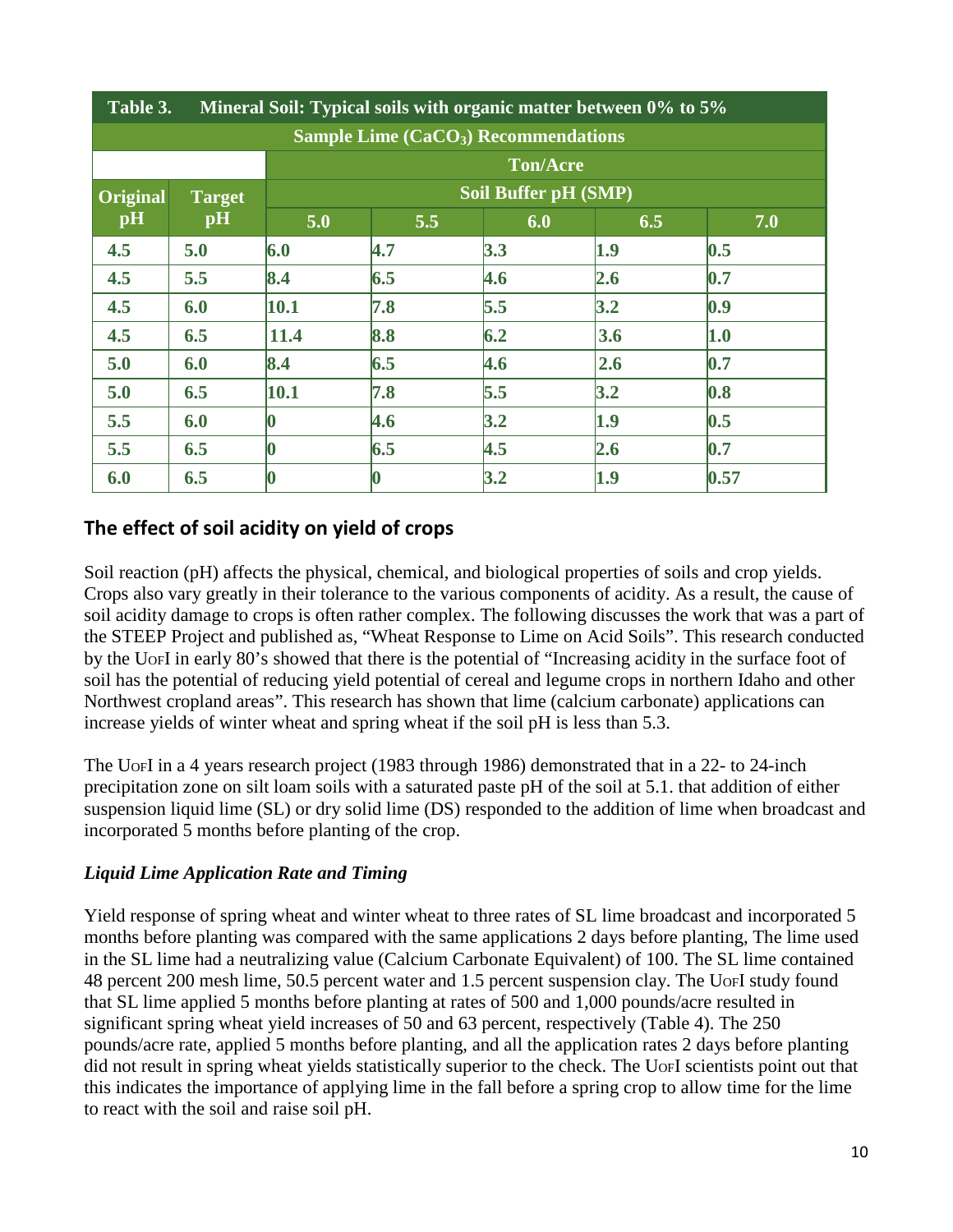| Table 3. Mineral Soil: Typical soils with organic matter between 0% to 5% | | | | | | |
|---|---|---|---|---|---|---|
| Sample Lime ($CaCO_3$) Recommendations | | | | | | |
| | | Ton/Acre | | | | |
| Original pH | Target pH | Soil Buffer pH (SMP) | | | | |
| | | 5.0 | 5.5 | 6.0 | 6.5 | 7.0 |
| 4.5 | 5.0 | 6.0 | 4.7 | 3.3 | 1.9 | 0.5 |
| 4.5 | 5.5 | 8.4 | 6.5 | 4.6 | 2.6 | 0.7 |
| 4.5 | 6.0 | 10.1 | 7.8 | 5.5 | 3.2 | 0.9 |
| 4.5 | 6.5 | 11.4 | 8.8 | 6.2 | 3.6 | 1.0 |
| 5.0 | 6.0 | 8.4 | 6.5 | 4.6 | 2.6 | 0.7 |
| 5.0 | 6.5 | 10.1 | 7.8 | 5.5 | 3.2 | 0.8 |
| 5.5 | 6.0 | 0 | 4.6 | 3.2 | 1.9 | 0.5 |
| 5.5 | 6.5 | 0 | 6.5 | 4.5 | 2.6 | 0.7 |
| 6.0 | 6.5 | 0 | 0 | 3.2 | 1.9 | 0.57 |

## The effect of soil acidity on yield of crops

Soil reaction (pH) affects the physical, chemical, and biological properties of soils and crop yields. Crops also vary greatly in their tolerance to the various components of acidity. As a result, the cause of soil acidity damage to crops is often rather complex. The following discusses the work that was a part of the STEEP Project and published as, "Wheat Response to Lime on Acid Soils". This research conducted by the UofI in early 80's showed that there is the potential of "Increasing acidity in the surface foot of soil has the potential of reducing yield potential of cereal and legume crops in northern Idaho and other Northwest cropland areas". This research has shown that lime (calcium carbonate) applications can increase yields of winter wheat and spring wheat if the soil pH is less than 5.3.

The UofI in a 4 years research project (1983 through 1986) demonstrated that in a 22- to 24-inch precipitation zone on silt loam soils with a saturated paste pH of the soil at 5.1. that addition of either suspension liquid lime (SL) or dry solid lime (DS) responded to the addition of lime when broadcast and incorporated 5 months before planting of the crop.

### *Liquid Lime Application Rate and Timing*

Yield response of spring wheat and winter wheat to three rates of SL lime broadcast and incorporated 5 months before planting was compared with the same applications 2 days before planting, The lime used in the SL lime had a neutralizing value (Calcium Carbonate Equivalent) of 100. The SL lime contained 48 percent 200 mesh lime, 50.5 percent water and 1.5 percent suspension clay. The UofI study found that SL lime applied 5 months before planting at rates of 500 and 1,000 pounds/acre resulted in significant spring wheat yield increases of 50 and 63 percent, respectively (Table 4). The 250 pounds/acre rate, applied 5 months before planting, and all the application rates 2 days before planting did not result in spring wheat yields statistically superior to the check. The UofI scientists point out that this indicates the importance of applying lime in the fall before a spring crop to allow time for the lime to react with the soil and raise soil pH.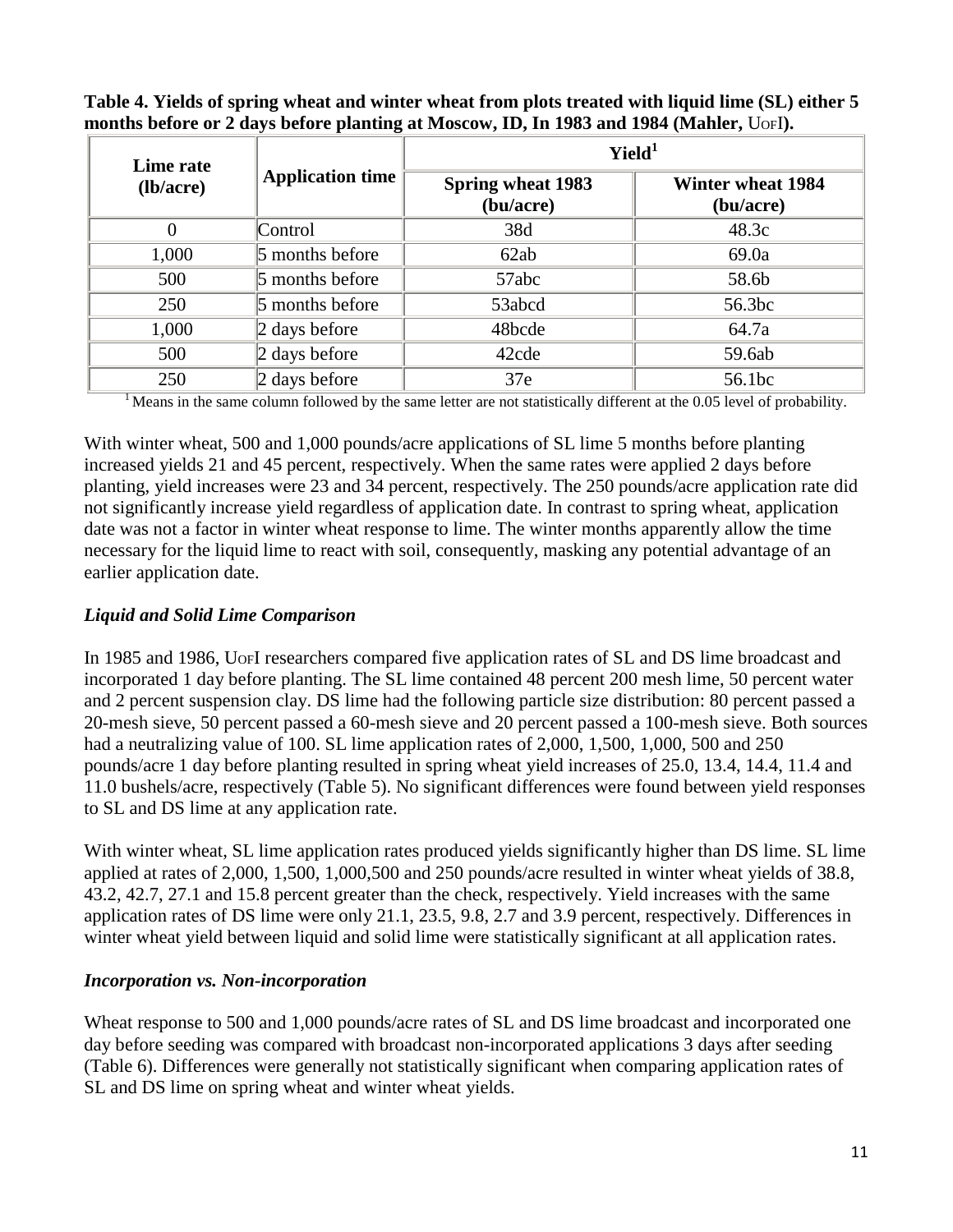**Table 4. Yields of spring wheat and winter wheat from plots treated with liquid lime (SL) either 5 months before or 2 days before planting at Moscow, ID, In 1983 and 1984 (Mahler, UofI).**

| Lime rate (lb/acre) | Application time | Yield[1] | |
|---|---|---|---|
| | | **Spring wheat 1983 (bu/acre)** | **Winter wheat 1984 (bu/acre)** |
| 0 | Control | 38d | 48.3c |
| 1,000 | 5 months before | 62ab | 69.0a |
| 500 | 5 months before | 57abc | 58.6b |
| 250 | 5 months before | 53abcd | 56.3bc |
| 1,000 | 2 days before | 48bcde | 64.7a |
| 500 | 2 days before | 42cde | 59.6ab |
| 250 | 2 days before | 37e | 56.1bc |

[1] Means in the same column followed by the same letter are not statistically different at the 0.05 level of probability.

With winter wheat, 500 and 1,000 pounds/acre applications of SL lime 5 months before planting increased yields 21 and 45 percent, respectively. When the same rates were applied 2 days before planting, yield increases were 23 and 34 percent, respectively. The 250 pounds/acre application rate did not significantly increase yield regardless of application date. In contrast to spring wheat, application date was not a factor in winter wheat response to lime. The winter months apparently allow the time necessary for the liquid lime to react with soil, consequently, masking any potential advantage of an earlier application date.

### *Liquid and Solid Lime Comparison*

In 1985 and 1986, UofI researchers compared five application rates of SL and DS lime broadcast and incorporated 1 day before planting. The SL lime contained 48 percent 200 mesh lime, 50 percent water and 2 percent suspension clay. DS lime had the following particle size distribution: 80 percent passed a 20-mesh sieve, 50 percent passed a 60-mesh sieve and 20 percent passed a 100-mesh sieve. Both sources had a neutralizing value of 100. SL lime application rates of 2,000, 1,500, 1,000, 500 and 250 pounds/acre 1 day before planting resulted in spring wheat yield increases of 25.0, 13.4, 14.4, 11.4 and 11.0 bushels/acre, respectively (Table 5). No significant differences were found between yield responses to SL and DS lime at any application rate.

With winter wheat, SL lime application rates produced yields significantly higher than DS lime. SL lime applied at rates of 2,000, 1,500, 1,000,500 and 250 pounds/acre resulted in winter wheat yields of 38.8, 43.2, 42.7, 27.1 and 15.8 percent greater than the check, respectively. Yield increases with the same application rates of DS lime were only 21.1, 23.5, 9.8, 2.7 and 3.9 percent, respectively. Differences in winter wheat yield between liquid and solid lime were statistically significant at all application rates.

### *Incorporation vs. Non-incorporation*

Wheat response to 500 and 1,000 pounds/acre rates of SL and DS lime broadcast and incorporated one day before seeding was compared with broadcast non-incorporated applications 3 days after seeding (Table 6). Differences were generally not statistically significant when comparing application rates of SL and DS lime on spring wheat and winter wheat yields.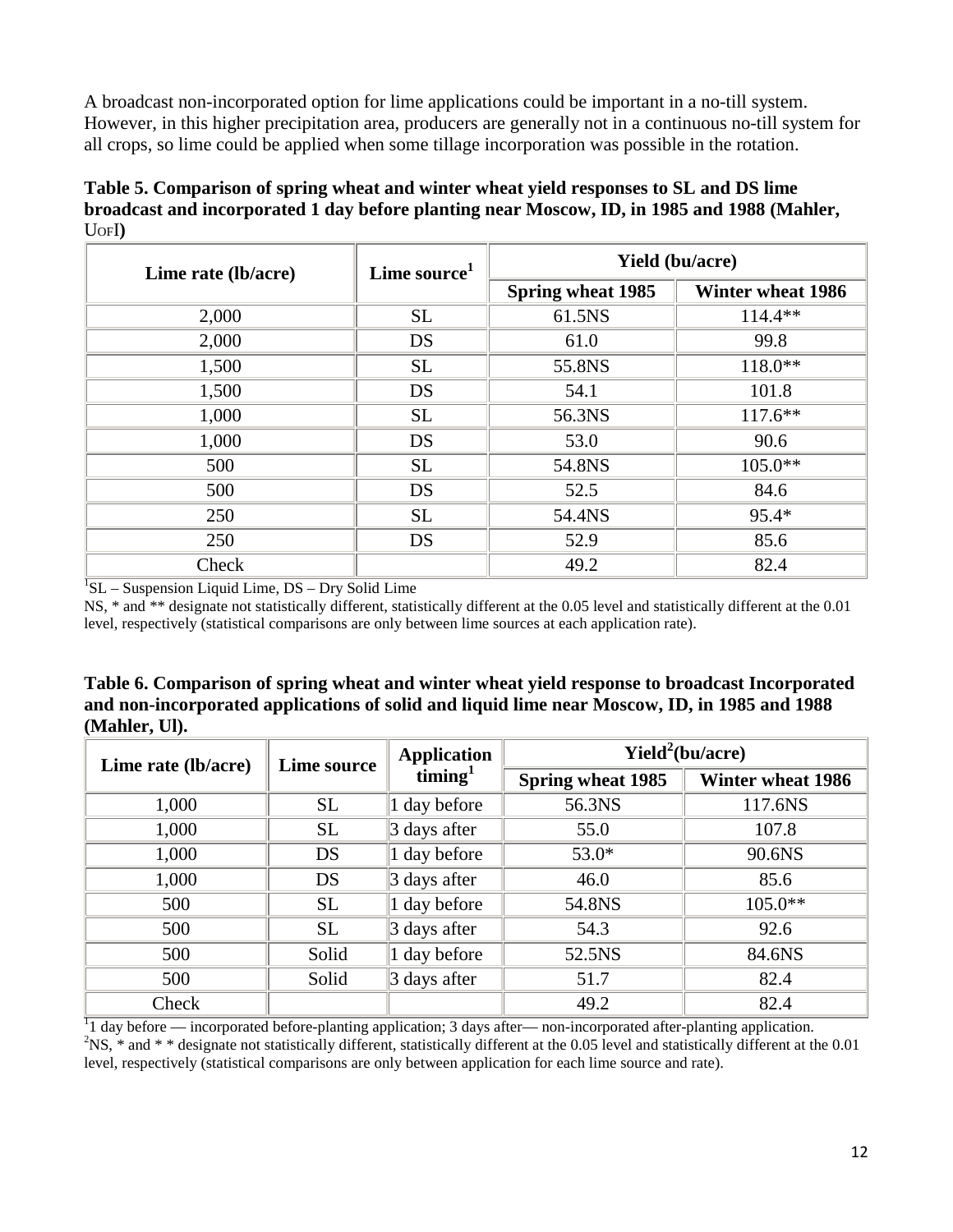A broadcast non-incorporated option for lime applications could be important in a no-till system. However, in this higher precipitation area, producers are generally not in a continuous no-till system for all crops, so lime could be applied when some tillage incorporation was possible in the rotation.

**Table 5. Comparison of spring wheat and winter wheat yield responses to SL and DS lime broadcast and incorporated 1 day before planting near Moscow, ID, in 1985 and 1988 (Mahler, UofI)**

| Lime rate (lb/acre) | Lime source[1] | Yield (bu/acre) | |
|---|---|---|---|
| | | Spring wheat 1985 | Winter wheat 1986 |
| 2,000 | SL | 61.5NS | 114.4** |
| 2,000 | DS | 61.0 | 99.8 |
| 1,500 | SL | 55.8NS | 118.0** |
| 1,500 | DS | 54.1 | 101.8 |
| 1,000 | SL | 56.3NS | 117.6** |
| 1,000 | DS | 53.0 | 90.6 |
| 500 | SL | 54.8NS | 105.0** |
| 500 | DS | 52.5 | 84.6 |
| 250 | SL | 54.4NS | 95.4* |
| 250 | DS | 52.9 | 85.6 |
| Check | | 49.2 | 82.4 |

[1]SL – Suspension Liquid Lime, DS – Dry Solid Lime

NS, * and ** designate not statistically different, statistically different at the 0.05 level and statistically different at the 0.01 level, respectively (statistical comparisons are only between lime sources at each application rate).

**Table 6. Comparison of spring wheat and winter wheat yield response to broadcast Incorporated and non-incorporated applications of solid and liquid lime near Moscow, ID, in 1985 and 1988 (Mahler, Ul).**

| Lime rate (lb/acre) | Lime source | Application timing[1] | Yield[2](bu/acre) | |
|---|---|---|---|---|
| | | | Spring wheat 1985 | Winter wheat 1986 |
| 1,000 | SL | 1 day before | 56.3NS | 117.6NS |
| 1,000 | SL | 3 days after | 55.0 | 107.8 |
| 1,000 | DS | 1 day before | 53.0* | 90.6NS |
| 1,000 | DS | 3 days after | 46.0 | 85.6 |
| 500 | SL | 1 day before | 54.8NS | 105.0** |
| 500 | SL | 3 days after | 54.3 | 92.6 |
| 500 | Solid | 1 day before | 52.5NS | 84.6NS |
| 500 | Solid | 3 days after | 51.7 | 82.4 |
| Check | | | 49.2 | 82.4 |

[1]1 day before — incorporated before-planting application; 3 days after— non-incorporated after-planting application.
[2]NS, * and * * designate not statistically different, statistically different at the 0.05 level and statistically different at the 0.01 level, respectively (statistical comparisons are only between application for each lime source and rate).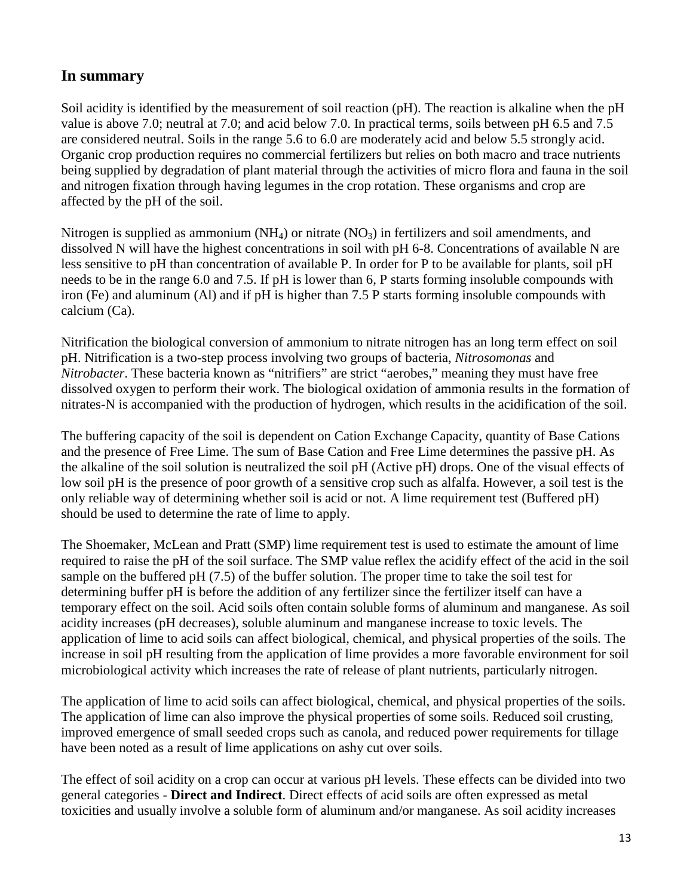## In summary

Soil acidity is identified by the measurement of soil reaction (pH). The reaction is alkaline when the pH value is above 7.0; neutral at 7.0; and acid below 7.0. In practical terms, soils between pH 6.5 and 7.5 are considered neutral. Soils in the range 5.6 to 6.0 are moderately acid and below 5.5 strongly acid. Organic crop production requires no commercial fertilizers but relies on both macro and trace nutrients being supplied by degradation of plant material through the activities of micro flora and fauna in the soil and nitrogen fixation through having legumes in the crop rotation. These organisms and crop are affected by the pH of the soil.

Nitrogen is supplied as ammonium ($NH_4$) or nitrate ($NO_3$) in fertilizers and soil amendments, and dissolved N will have the highest concentrations in soil with pH 6-8. Concentrations of available N are less sensitive to pH than concentration of available P. In order for P to be available for plants, soil pH needs to be in the range 6.0 and 7.5. If pH is lower than 6, P starts forming insoluble compounds with iron (Fe) and aluminum (Al) and if pH is higher than 7.5 P starts forming insoluble compounds with calcium (Ca).

Nitrification the biological conversion of ammonium to nitrate nitrogen has an long term effect on soil pH. Nitrification is a two-step process involving two groups of bacteria, *Nitrosomonas* and *Nitrobacter*. These bacteria known as "nitrifiers" are strict "aerobes," meaning they must have free dissolved oxygen to perform their work. The biological oxidation of ammonia results in the formation of nitrates-N is accompanied with the production of hydrogen, which results in the acidification of the soil.

The buffering capacity of the soil is dependent on Cation Exchange Capacity, quantity of Base Cations and the presence of Free Lime. The sum of Base Cation and Free Lime determines the passive pH. As the alkaline of the soil solution is neutralized the soil pH (Active pH) drops. One of the visual effects of low soil pH is the presence of poor growth of a sensitive crop such as alfalfa. However, a soil test is the only reliable way of determining whether soil is acid or not. A lime requirement test (Buffered pH) should be used to determine the rate of lime to apply.

The Shoemaker, McLean and Pratt (SMP) lime requirement test is used to estimate the amount of lime required to raise the pH of the soil surface. The SMP value reflex the acidify effect of the acid in the soil sample on the buffered pH (7.5) of the buffer solution. The proper time to take the soil test for determining buffer pH is before the addition of any fertilizer since the fertilizer itself can have a temporary effect on the soil. Acid soils often contain soluble forms of aluminum and manganese. As soil acidity increases (pH decreases), soluble aluminum and manganese increase to toxic levels. The application of lime to acid soils can affect biological, chemical, and physical properties of the soils. The increase in soil pH resulting from the application of lime provides a more favorable environment for soil microbiological activity which increases the rate of release of plant nutrients, particularly nitrogen.

The application of lime to acid soils can affect biological, chemical, and physical properties of the soils. The application of lime can also improve the physical properties of some soils. Reduced soil crusting, improved emergence of small seeded crops such as canola, and reduced power requirements for tillage have been noted as a result of lime applications on ashy cut over soils.

The effect of soil acidity on a crop can occur at various pH levels. These effects can be divided into two general categories - **Direct and Indirect**. Direct effects of acid soils are often expressed as metal toxicities and usually involve a soluble form of aluminum and/or manganese. As soil acidity increases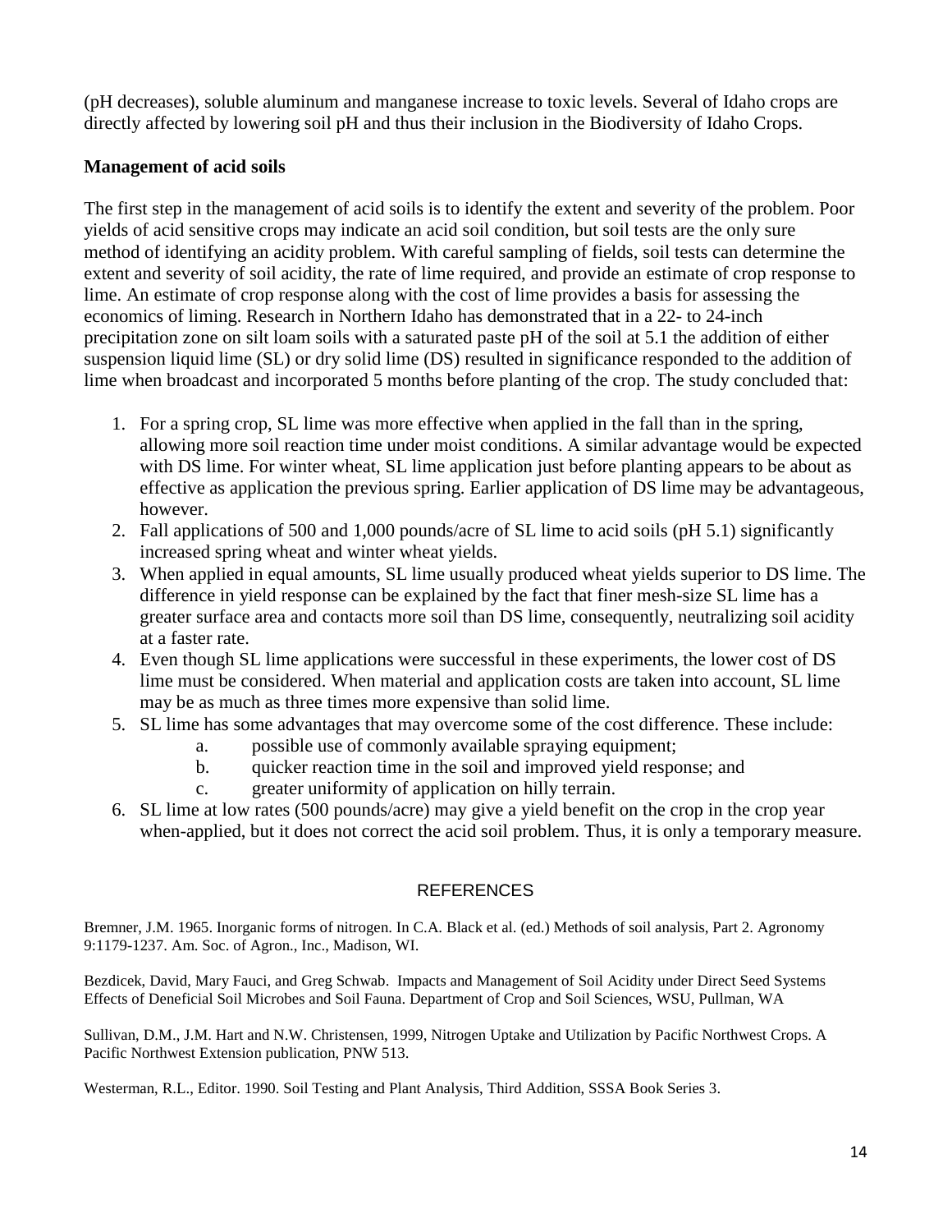(pH decreases), soluble aluminum and manganese increase to toxic levels. Several of Idaho crops are directly affected by lowering soil pH and thus their inclusion in the Biodiversity of Idaho Crops.

**Management of acid soils**

The first step in the management of acid soils is to identify the extent and severity of the problem. Poor yields of acid sensitive crops may indicate an acid soil condition, but soil tests are the only sure method of identifying an acidity problem. With careful sampling of fields, soil tests can determine the extent and severity of soil acidity, the rate of lime required, and provide an estimate of crop response to lime. An estimate of crop response along with the cost of lime provides a basis for assessing the economics of liming. Research in Northern Idaho has demonstrated that in a 22- to 24-inch precipitation zone on silt loam soils with a saturated paste pH of the soil at 5.1 the addition of either suspension liquid lime (SL) or dry solid lime (DS) resulted in significance responded to the addition of lime when broadcast and incorporated 5 months before planting of the crop. The study concluded that:

1. For a spring crop, SL lime was more effective when applied in the fall than in the spring, allowing more soil reaction time under moist conditions. A similar advantage would be expected with DS lime. For winter wheat, SL lime application just before planting appears to be about as effective as application the previous spring. Earlier application of DS lime may be advantageous, however.
2. Fall applications of 500 and 1,000 pounds/acre of SL lime to acid soils (pH 5.1) significantly increased spring wheat and winter wheat yields.
3. When applied in equal amounts, SL lime usually produced wheat yields superior to DS lime. The difference in yield response can be explained by the fact that finer mesh-size SL lime has a greater surface area and contacts more soil than DS lime, consequently, neutralizing soil acidity at a faster rate.
4. Even though SL lime applications were successful in these experiments, the lower cost of DS lime must be considered. When material and application costs are taken into account, SL lime may be as much as three times more expensive than solid lime.
5. SL lime has some advantages that may overcome some of the cost difference. These include:
    a. possible use of commonly available spraying equipment;
    b. quicker reaction time in the soil and improved yield response; and
    c. greater uniformity of application on hilly terrain.
6. SL lime at low rates (500 pounds/acre) may give a yield benefit on the crop in the crop year when-applied, but it does not correct the acid soil problem. Thus, it is only a temporary measure.

## REFERENCES

Bremner, J.M. 1965. Inorganic forms of nitrogen. In C.A. Black et al. (ed.) Methods of soil analysis, Part 2. Agronomy 9:1179-1237. Am. Soc. of Agron., Inc., Madison, WI.

Bezdicek, David, Mary Fauci, and Greg Schwab. Impacts and Management of Soil Acidity under Direct Seed Systems Effects of Deneficial Soil Microbes and Soil Fauna. Department of Crop and Soil Sciences, WSU, Pullman, WA

Sullivan, D.M., J.M. Hart and N.W. Christensen, 1999, Nitrogen Uptake and Utilization by Pacific Northwest Crops. A Pacific Northwest Extension publication, PNW 513.

Westerman, R.L., Editor. 1990. Soil Testing and Plant Analysis, Third Addition, SSSA Book Series 3.